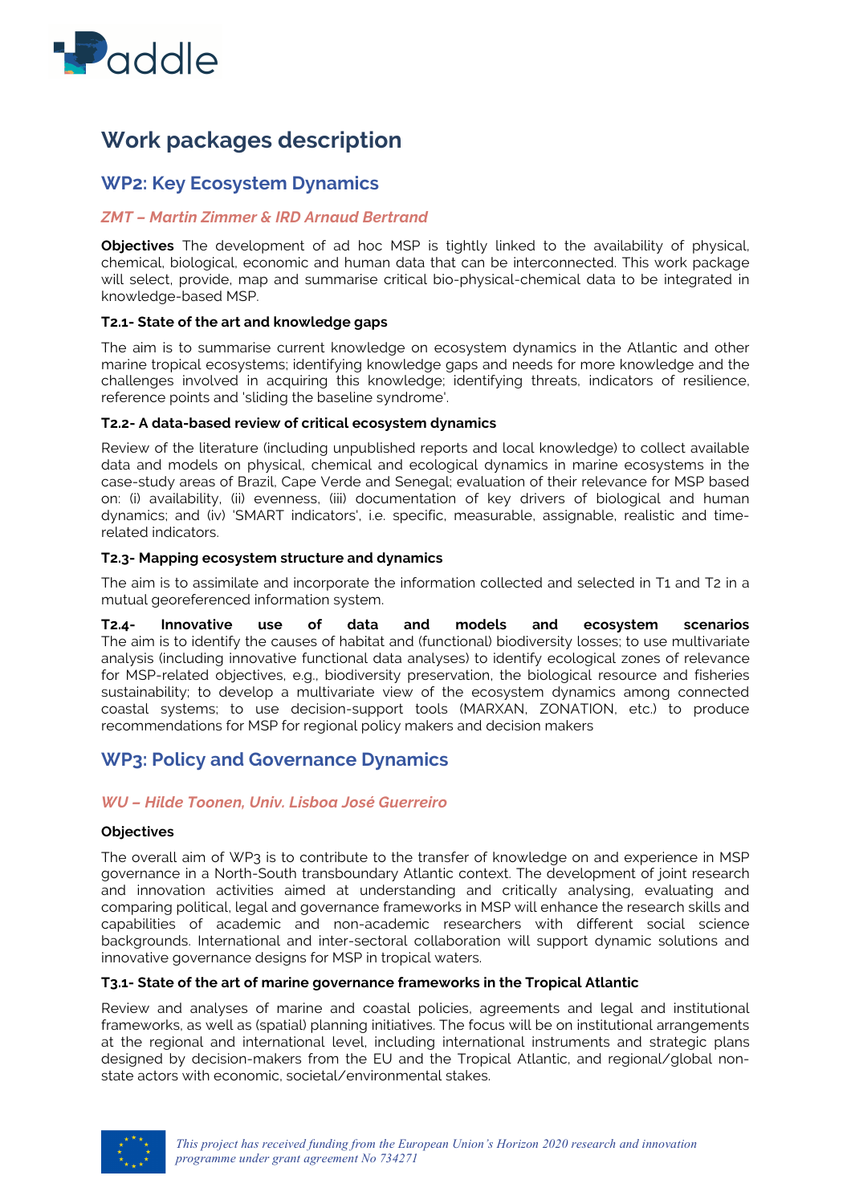# Work packages description

## WP2: Key Ecosystem Dynamics

### *ZMT – Martin Zimmer & IRD Arnaud Bertrand*

**Objectives** The development of ad hoc MSP is tightly linked to the availability of physical, chemical, biological, economic and human data that can be interconnected. This work package will select, provide, map and summarise critical bio-physical-chemical data to be integrated in knowledge-based MSP.

**T2.1- State of the art and knowledge gaps**

The aim is to summarise current knowledge on ecosystem dynamics in the Atlantic and other marine tropical ecosystems; identifying knowledge gaps and needs for more knowledge and the challenges involved in acquiring this knowledge; identifying threats, indicators of resilience, reference points and 'sliding the baseline syndrome'.

**T2.2- A data-based review of critical ecosystem dynamics**

Review of the literature (including unpublished reports and local knowledge) to collect available data and models on physical, chemical and ecological dynamics in marine ecosystems in the case-study areas of Brazil, Cape Verde and Senegal; evaluation of their relevance for MSP based on: (i) availability, (ii) evenness, (iii) documentation of key drivers of biological and human dynamics; and (iv) 'SMART indicators', i.e. specific, measurable, assignable, realistic and time-related indicators.

**T2.3- Mapping ecosystem structure and dynamics**

The aim is to assimilate and incorporate the information collected and selected in T1 and T2 in a mutual georeferenced information system.

**T2.4- Innovative use of data and models and ecosystem scenarios**
The aim is to identify the causes of habitat and (functional) biodiversity losses; to use multivariate analysis (including innovative functional data analyses) to identify ecological zones of relevance for MSP-related objectives, e.g., biodiversity preservation, the biological resource and fisheries sustainability; to develop a multivariate view of the ecosystem dynamics among connected coastal systems; to use decision-support tools (MARXAN, ZONATION, etc.) to produce recommendations for MSP for regional policy makers and decision makers

## WP3: Policy and Governance Dynamics

### *WU – Hilde Toonen, Univ. Lisboa José Guerreiro*

**Objectives**

The overall aim of WP3 is to contribute to the transfer of knowledge on and experience in MSP governance in a North-South transboundary Atlantic context. The development of joint research and innovation activities aimed at understanding and critically analysing, evaluating and comparing political, legal and governance frameworks in MSP will enhance the research skills and capabilities of academic and non-academic researchers with different social science backgrounds. International and inter-sectoral collaboration will support dynamic solutions and innovative governance designs for MSP in tropical waters.

**T3.1- State of the art of marine governance frameworks in the Tropical Atlantic**

Review and analyses of marine and coastal policies, agreements and legal and institutional frameworks, as well as (spatial) planning initiatives. The focus will be on institutional arrangements at the regional and international level, including international instruments and strategic plans designed by decision-makers from the EU and the Tropical Atlantic, and regional/global non-state actors with economic, societal/environmental stakes.

*This project has received funding from the European Union's Horizon 2020 research and innovation programme under grant agreement No 734271*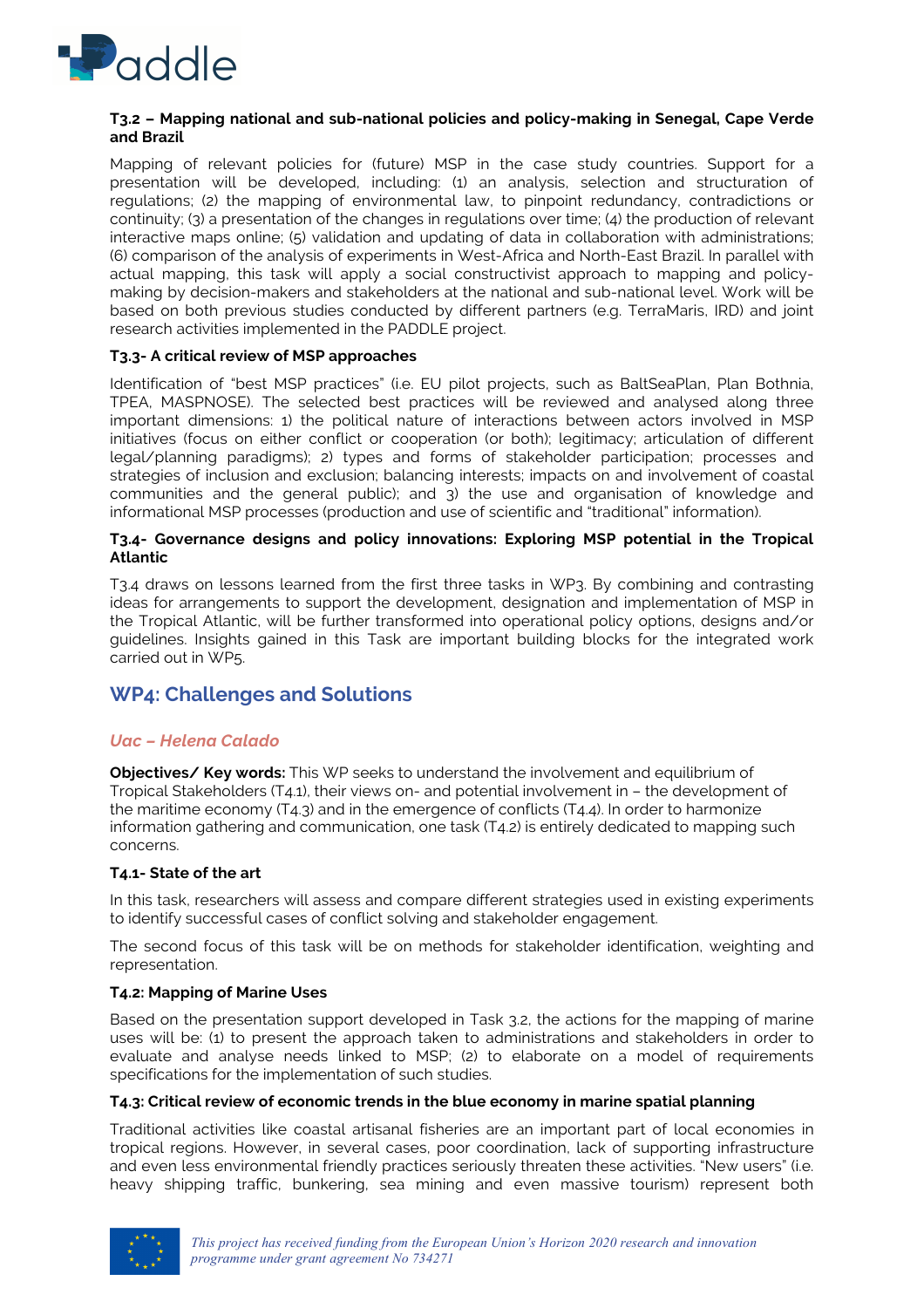**T3.2 – Mapping national and sub-national policies and policy-making in Senegal, Cape Verde and Brazil**

Mapping of relevant policies for (future) MSP in the case study countries. Support for a presentation will be developed, including: (1) an analysis, selection and structuration of regulations; (2) the mapping of environmental law, to pinpoint redundancy, contradictions or continuity; (3) a presentation of the changes in regulations over time; (4) the production of relevant interactive maps online; (5) validation and updating of data in collaboration with administrations; (6) comparison of the analysis of experiments in West-Africa and North-East Brazil. In parallel with actual mapping, this task will apply a social constructivist approach to mapping and policy-making by decision-makers and stakeholders at the national and sub-national level. Work will be based on both previous studies conducted by different partners (e.g. TerraMaris, IRD) and joint research activities implemented in the PADDLE project.

**T3.3- A critical review of MSP approaches**

Identification of "best MSP practices" (i.e. EU pilot projects, such as BaltSeaPlan, Plan Bothnia, TPEA, MASPNOSE). The selected best practices will be reviewed and analysed along three important dimensions: 1) the political nature of interactions between actors involved in MSP initiatives (focus on either conflict or cooperation (or both); legitimacy; articulation of different legal/planning paradigms); 2) types and forms of stakeholder participation; processes and strategies of inclusion and exclusion; balancing interests; impacts on and involvement of coastal communities and the general public); and 3) the use and organisation of knowledge and informational MSP processes (production and use of scientific and "traditional" information).

**T3.4- Governance designs and policy innovations: Exploring MSP potential in the Tropical Atlantic**

T3.4 draws on lessons learned from the first three tasks in WP3. By combining and contrasting ideas for arrangements to support the development, designation and implementation of MSP in the Tropical Atlantic, will be further transformed into operational policy options, designs and/or guidelines. Insights gained in this Task are important building blocks for the integrated work carried out in WP5.

## WP4: Challenges and Solutions

### *Uac – Helena Calado*

**Objectives/ Key words:** This WP seeks to understand the involvement and equilibrium of Tropical Stakeholders (T4.1), their views on- and potential involvement in – the development of the maritime economy (T4.3) and in the emergence of conflicts (T4.4). In order to harmonize information gathering and communication, one task (T4.2) is entirely dedicated to mapping such concerns.

**T4.1- State of the art**

In this task, researchers will assess and compare different strategies used in existing experiments to identify successful cases of conflict solving and stakeholder engagement.

The second focus of this task will be on methods for stakeholder identification, weighting and representation.

**T4.2: Mapping of Marine Uses**

Based on the presentation support developed in Task 3.2, the actions for the mapping of marine uses will be: (1) to present the approach taken to administrations and stakeholders in order to evaluate and analyse needs linked to MSP; (2) to elaborate on a model of requirements specifications for the implementation of such studies.

**T4.3: Critical review of economic trends in the blue economy in marine spatial planning**

Traditional activities like coastal artisanal fisheries are an important part of local economies in tropical regions. However, in several cases, poor coordination, lack of supporting infrastructure and even less environmental friendly practices seriously threaten these activities. "New users" (i.e. heavy shipping traffic, bunkering, sea mining and even massive tourism) represent both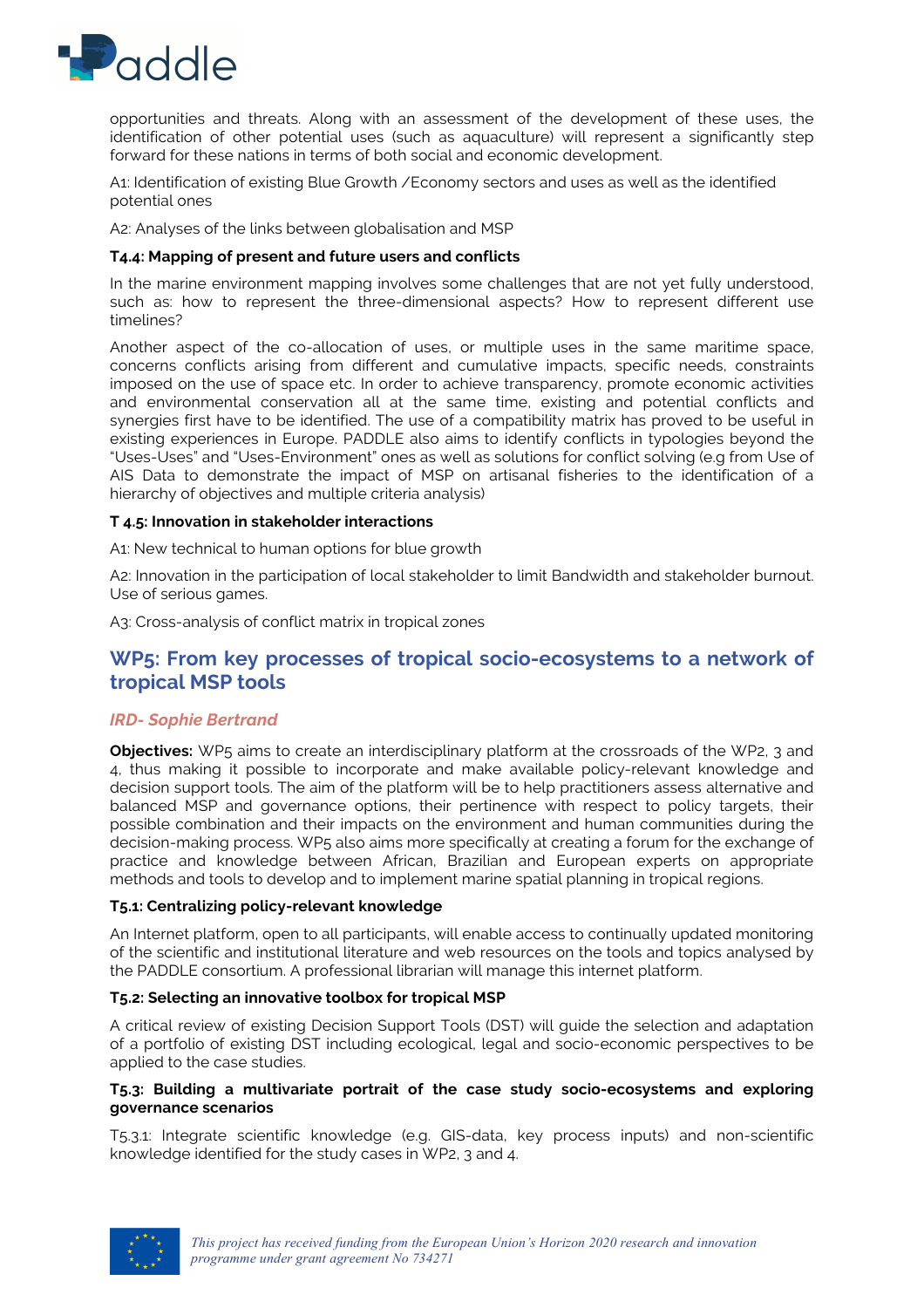opportunities and threats. Along with an assessment of the development of these uses, the identification of other potential uses (such as aquaculture) will represent a significantly step forward for these nations in terms of both social and economic development.

A1: Identification of existing Blue Growth /Economy sectors and uses as well as the identified potential ones

A2: Analyses of the links between globalisation and MSP

**T4.4: Mapping of present and future users and conflicts**

In the marine environment mapping involves some challenges that are not yet fully understood, such as: how to represent the three-dimensional aspects? How to represent different use timelines?

Another aspect of the co-allocation of uses, or multiple uses in the same maritime space, concerns conflicts arising from different and cumulative impacts, specific needs, constraints imposed on the use of space etc. In order to achieve transparency, promote economic activities and environmental conservation all at the same time, existing and potential conflicts and synergies first have to be identified. The use of a compatibility matrix has proved to be useful in existing experiences in Europe. PADDLE also aims to identify conflicts in typologies beyond the "Uses-Uses" and "Uses-Environment" ones as well as solutions for conflict solving (e.g from Use of AIS Data to demonstrate the impact of MSP on artisanal fisheries to the identification of a hierarchy of objectives and multiple criteria analysis)

**T 4.5: Innovation in stakeholder interactions**

A1: New technical to human options for blue growth

A2: Innovation in the participation of local stakeholder to limit Bandwidth and stakeholder burnout. Use of serious games.

A3: Cross-analysis of conflict matrix in tropical zones

## WP5: From key processes of tropical socio-ecosystems to a network of tropical MSP tools

### *IRD- Sophie Bertrand*

**Objectives:** WP5 aims to create an interdisciplinary platform at the crossroads of the WP2, 3 and 4, thus making it possible to incorporate and make available policy-relevant knowledge and decision support tools. The aim of the platform will be to help practitioners assess alternative and balanced MSP and governance options, their pertinence with respect to policy targets, their possible combination and their impacts on the environment and human communities during the decision-making process. WP5 also aims more specifically at creating a forum for the exchange of practice and knowledge between African, Brazilian and European experts on appropriate methods and tools to develop and to implement marine spatial planning in tropical regions.

**T5.1: Centralizing policy-relevant knowledge**

An Internet platform, open to all participants, will enable access to continually updated monitoring of the scientific and institutional literature and web resources on the tools and topics analysed by the PADDLE consortium. A professional librarian will manage this internet platform.

**T5.2: Selecting an innovative toolbox for tropical MSP**

A critical review of existing Decision Support Tools (DST) will guide the selection and adaptation of a portfolio of existing DST including ecological, legal and socio-economic perspectives to be applied to the case studies.

**T5.3: Building a multivariate portrait of the case study socio-ecosystems and exploring governance scenarios**

T5.3.1: Integrate scientific knowledge (e.g. GIS-data, key process inputs) and non-scientific knowledge identified for the study cases in WP2, 3 and 4.

*This project has received funding from the European Union's Horizon 2020 research and innovation programme under grant agreement No 734271*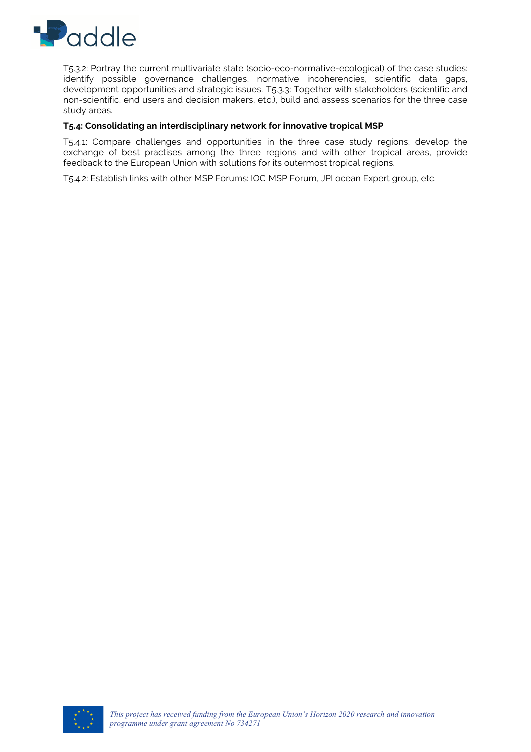T5.3.2: Portray the current multivariate state (socio-eco-normative-ecological) of the case studies: identify possible governance challenges, normative incoherencies, scientific data gaps, development opportunities and strategic issues. T5.3.3: Together with stakeholders (scientific and non-scientific, end users and decision makers, etc.), build and assess scenarios for the three case study areas.

**T5.4: Consolidating an interdisciplinary network for innovative tropical MSP**

T5.4.1: Compare challenges and opportunities in the three case study regions, develop the exchange of best practises among the three regions and with other tropical areas, provide feedback to the European Union with solutions for its outermost tropical regions.

T5.4.2: Establish links with other MSP Forums: IOC MSP Forum, JPI ocean Expert group, etc.